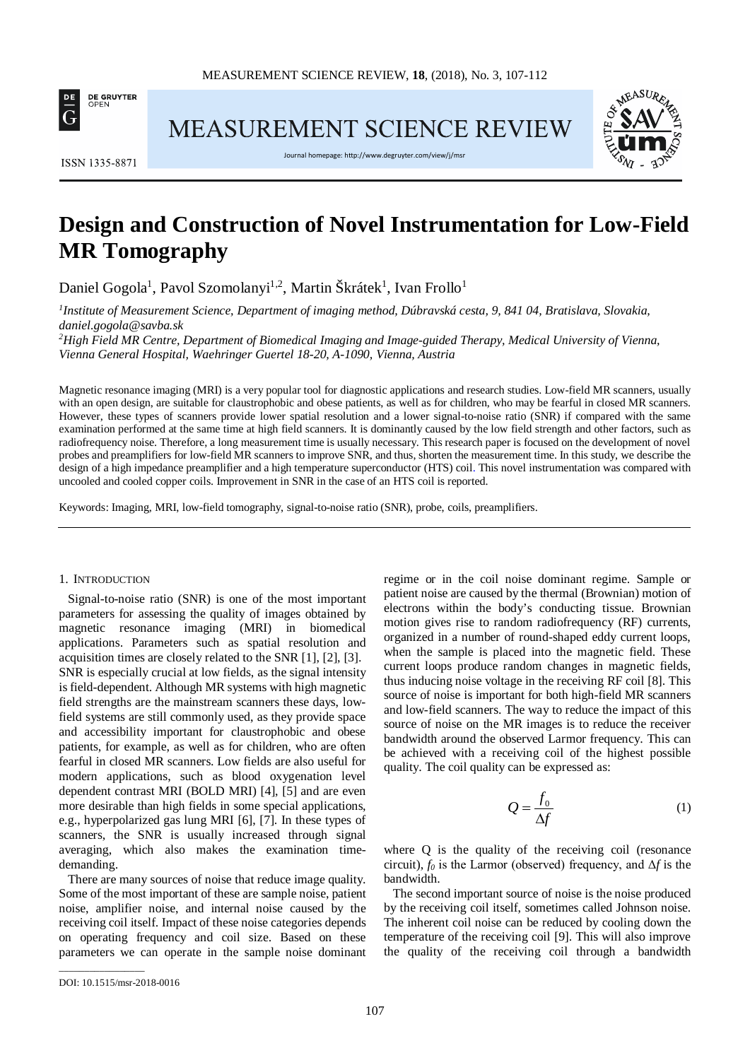# Design and Construction of Novel Instrumentation for Low-Field MR Tomography

Daniel Gogola[1], Pavol Szomolanyi[1,2], Martin Škrátek[1], Ivan Frollo[1]

[1]*Institute of Measurement Science, Department of imaging method, Dúbravská cesta, 9, 841 04, Bratislava, Slovakia, daniel.gogola@savba.sk*

[2]*High Field MR Centre, Department of Biomedical Imaging and Image-guided Therapy, Medical University of Vienna, Vienna General Hospital, Waehringer Guertel 18-20, A-1090, Vienna, Austria*

Magnetic resonance imaging (MRI) is a very popular tool for diagnostic applications and research studies. Low-field MR scanners, usually with an open design, are suitable for claustrophobic and obese patients, as well as for children, who may be fearful in closed MR scanners. However, these types of scanners provide lower spatial resolution and a lower signal-to-noise ratio (SNR) if compared with the same examination performed at the same time at high field scanners. It is dominantly caused by the low field strength and other factors, such as radiofrequency noise. Therefore, a long measurement time is usually necessary. This research paper is focused on the development of novel probes and preamplifiers for low-field MR scanners to improve SNR, and thus, shorten the measurement time. In this study, we describe the design of a high impedance preamplifier and a high temperature superconductor (HTS) coil. This novel instrumentation was compared with uncooled and cooled copper coils. Improvement in SNR in the case of an HTS coil is reported.

Keywords: Imaging, MRI, low-field tomography, signal-to-noise ratio (SNR), probe, coils, preamplifiers.

## 1. Introduction

Signal-to-noise ratio (SNR) is one of the most important parameters for assessing the quality of images obtained by magnetic resonance imaging (MRI) in biomedical applications. Parameters such as spatial resolution and acquisition times are closely related to the SNR [1], [2], [3]. SNR is especially crucial at low fields, as the signal intensity is field-dependent. Although MR systems with high magnetic field strengths are the mainstream scanners these days, low-field systems are still commonly used, as they provide space and accessibility important for claustrophobic and obese patients, for example, as well as for children, who are often fearful in closed MR scanners. Low fields are also useful for modern applications, such as blood oxygenation level dependent contrast MRI (BOLD MRI) [4], [5] and are even more desirable than high fields in some special applications, e.g., hyperpolarized gas lung MRI [6], [7]. In these types of scanners, the SNR is usually increased through signal averaging, which also makes the examination time-demanding.

There are many sources of noise that reduce image quality. Some of the most important of these are sample noise, patient noise, amplifier noise, and internal noise caused by the receiving coil itself. Impact of these noise categories depends on operating frequency and coil size. Based on these parameters we can operate in the sample noise dominant regime or in the coil noise dominant regime. Sample or patient noise are caused by the thermal (Brownian) motion of electrons within the body's conducting tissue. Brownian motion gives rise to random radiofrequency (RF) currents, organized in a number of round-shaped eddy current loops, when the sample is placed into the magnetic field. These current loops produce random changes in magnetic fields, thus inducing noise voltage in the receiving RF coil [8]. This source of noise is important for both high-field MR scanners and low-field scanners. The way to reduce the impact of this source of noise on the MR images is to reduce the receiver bandwidth around the observed Larmor frequency. This can be achieved with a receiving coil of the highest possible quality. The coil quality can be expressed as:

$$Q = \frac{f_0}{\Delta f} \tag{1}$$

where Q is the quality of the receiving coil (resonance circuit), $f_0$ is the Larmor (observed) frequency, and $\Delta f$ is the bandwidth.

The second important source of noise is the noise produced by the receiving coil itself, sometimes called Johnson noise. The inherent coil noise can be reduced by cooling down the temperature of the receiving coil [9]. This will also improve the quality of the receiving coil through a bandwidth

DOI: 10.1515/msr-2018-0016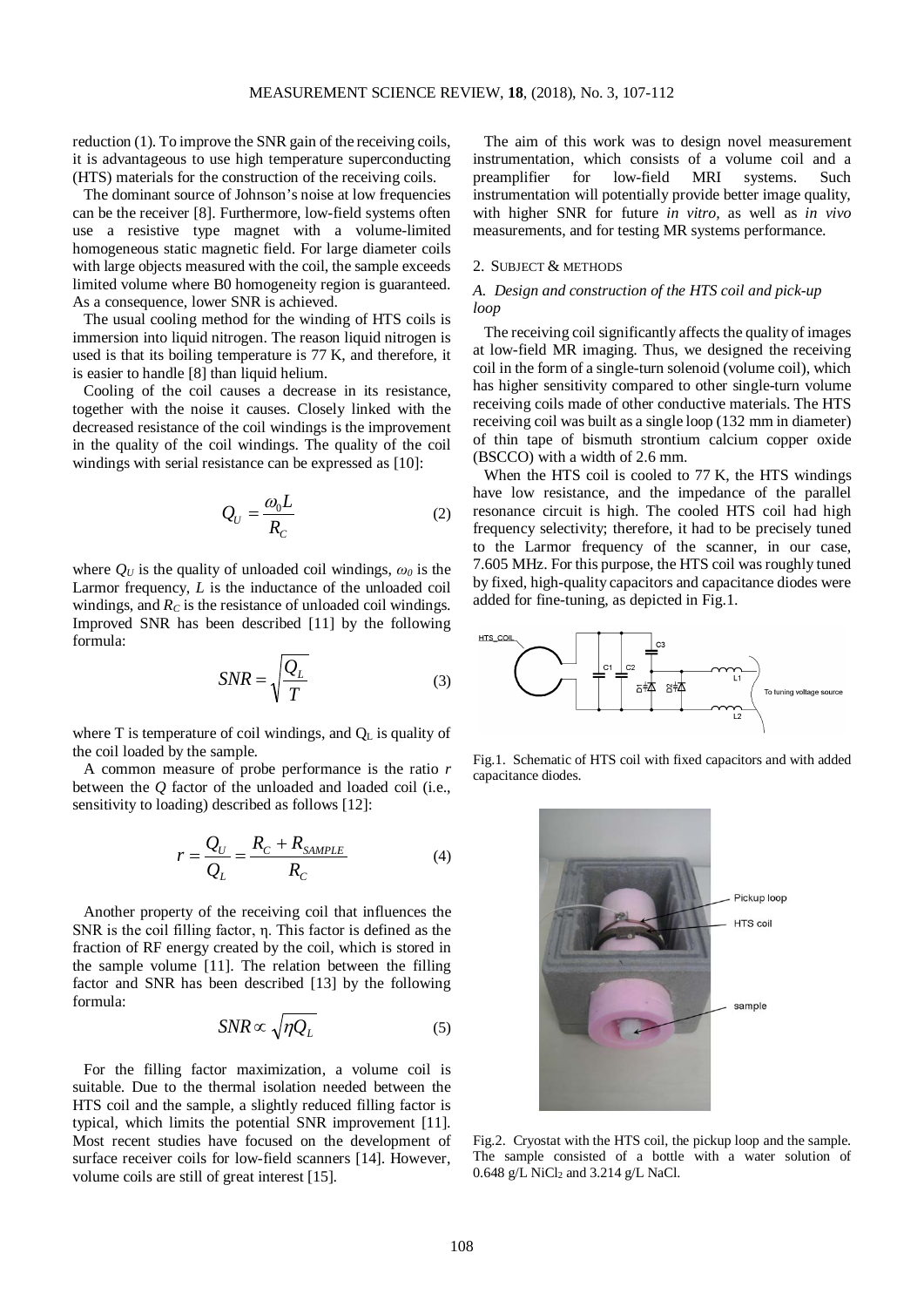reduction (1). To improve the SNR gain of the receiving coils, it is advantageous to use high temperature superconducting (HTS) materials for the construction of the receiving coils.

The dominant source of Johnson's noise at low frequencies can be the receiver [8]. Furthermore, low-field systems often use a resistive type magnet with a volume-limited homogeneous static magnetic field. For large diameter coils with large objects measured with the coil, the sample exceeds limited volume where B0 homogeneity region is guaranteed. As a consequence, lower SNR is achieved.

The usual cooling method for the winding of HTS coils is immersion into liquid nitrogen. The reason liquid nitrogen is used is that its boiling temperature is 77 K, and therefore, it is easier to handle [8] than liquid helium.

Cooling of the coil causes a decrease in its resistance, together with the noise it causes. Closely linked with the decreased resistance of the coil windings is the improvement in the quality of the coil windings. The quality of the coil windings with serial resistance can be expressed as [10]:

$$Q_U = \frac{\omega_0 L}{R_C} \tag{2}$$

where $Q_U$ is the quality of unloaded coil windings, $\omega_0$ is the Larmor frequency, $L$ is the inductance of the unloaded coil windings, and $R_C$ is the resistance of unloaded coil windings. Improved SNR has been described [11] by the following formula:

$$SNR = \sqrt{\frac{Q_L}{T}} \tag{3}$$

where T is temperature of coil windings, and $Q_L$ is quality of the coil loaded by the sample.

A common measure of probe performance is the ratio $r$ between the $Q$ factor of the unloaded and loaded coil (i.e., sensitivity to loading) described as follows [12]:

$$r = \frac{Q_U}{Q_L} = \frac{R_C + R_{SAMPLE}}{R_C} \tag{4}$$

Another property of the receiving coil that influences the SNR is the coil filling factor, η. This factor is defined as the fraction of RF energy created by the coil, which is stored in the sample volume [11]. The relation between the filling factor and SNR has been described [13] by the following formula:

$$SNR \propto \sqrt{\eta Q_L} \tag{5}$$

For the filling factor maximization, a volume coil is suitable. Due to the thermal isolation needed between the HTS coil and the sample, a slightly reduced filling factor is typical, which limits the potential SNR improvement [11]. Most recent studies have focused on the development of surface receiver coils for low-field scanners [14]. However, volume coils are still of great interest [15].

The aim of this work was to design novel measurement instrumentation, which consists of a volume coil and a preamplifier for low-field MRI systems. Such instrumentation will potentially provide better image quality, with higher SNR for future *in vitro*, as well as *in vivo* measurements, and for testing MR systems performance.

## 2. Subject & methods

### A. Design and construction of the HTS coil and pick-up loop

The receiving coil significantly affects the quality of images at low-field MR imaging. Thus, we designed the receiving coil in the form of a single-turn solenoid (volume coil), which has higher sensitivity compared to other single-turn volume receiving coils made of other conductive materials. The HTS receiving coil was built as a single loop (132 mm in diameter) of thin tape of bismuth strontium calcium copper oxide (BSCCO) with a width of 2.6 mm.

When the HTS coil is cooled to 77 K, the HTS windings have low resistance, and the impedance of the parallel resonance circuit is high. The cooled HTS coil had high frequency selectivity; therefore, it had to be precisely tuned to the Larmor frequency of the scanner, in our case, 7.605 MHz. For this purpose, the HTS coil was roughly tuned by fixed, high-quality capacitors and capacitance diodes were added for fine-tuning, as depicted in Fig.1.

Fig.1. Schematic of HTS coil with fixed capacitors and with added capacitance diodes.

Fig.2. Cryostat with the HTS coil, the pickup loop and the sample. The sample consisted of a bottle with a water solution of 0.648 g/L $NiCl_2$ and 3.214 g/L NaCl.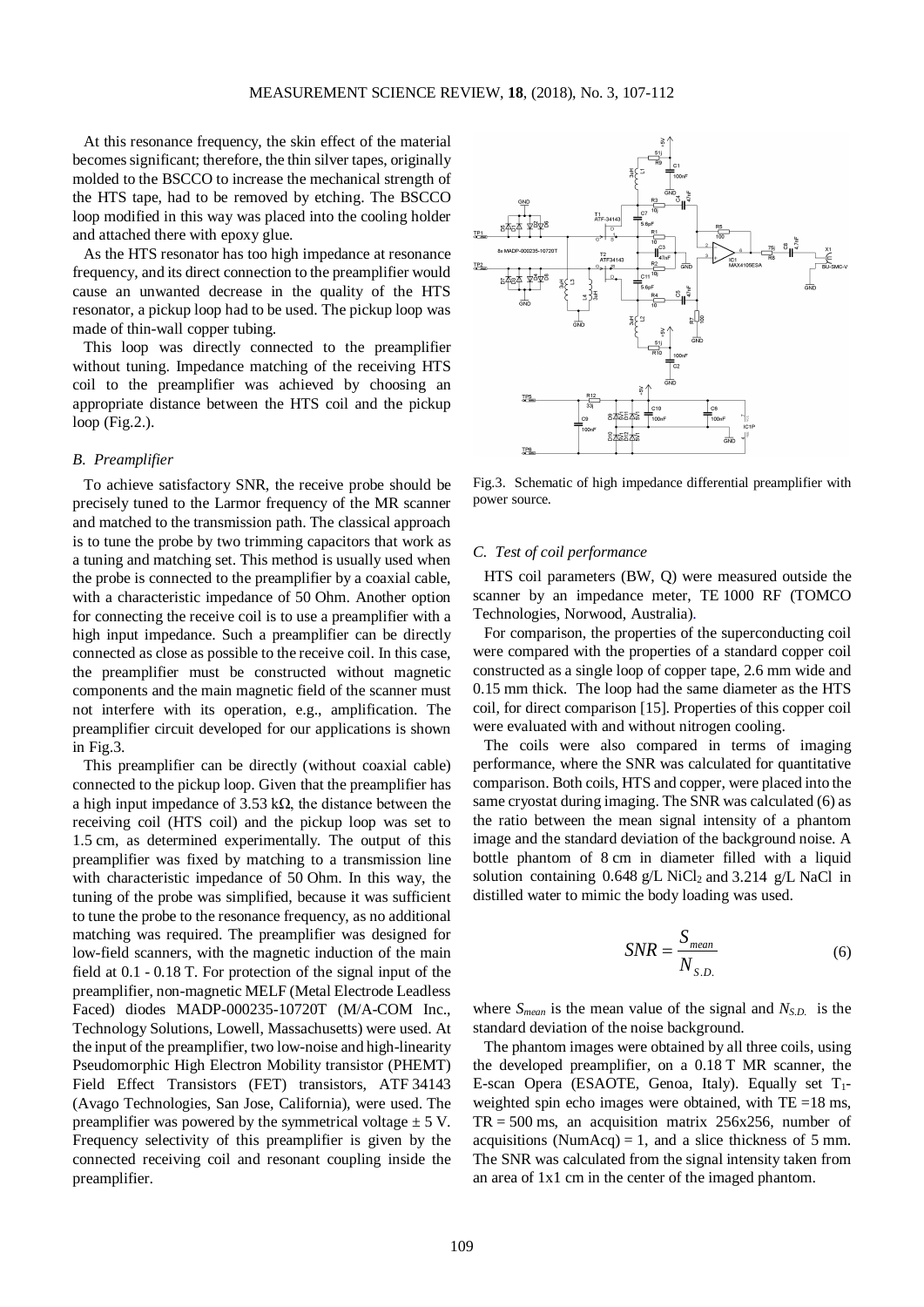At this resonance frequency, the skin effect of the material becomes significant; therefore, the thin silver tapes, originally molded to the BSCCO to increase the mechanical strength of the HTS tape, had to be removed by etching. The BSCCO loop modified in this way was placed into the cooling holder and attached there with epoxy glue.

As the HTS resonator has too high impedance at resonance frequency, and its direct connection to the preamplifier would cause an unwanted decrease in the quality of the HTS resonator, a pickup loop had to be used. The pickup loop was made of thin-wall copper tubing.

This loop was directly connected to the preamplifier without tuning. Impedance matching of the receiving HTS coil to the preamplifier was achieved by choosing an appropriate distance between the HTS coil and the pickup loop (Fig.2.).

### *B. Preamplifier*

To achieve satisfactory SNR, the receive probe should be precisely tuned to the Larmor frequency of the MR scanner and matched to the transmission path. The classical approach is to tune the probe by two trimming capacitors that work as a tuning and matching set. This method is usually used when the probe is connected to the preamplifier by a coaxial cable, with a characteristic impedance of 50 Ohm. Another option for connecting the receive coil is to use a preamplifier with a high input impedance. Such a preamplifier can be directly connected as close as possible to the receive coil. In this case, the preamplifier must be constructed without magnetic components and the main magnetic field of the scanner must not interfere with its operation, e.g., amplification. The preamplifier circuit developed for our applications is shown in Fig.3.

This preamplifier can be directly (without coaxial cable) connected to the pickup loop. Given that the preamplifier has a high input impedance of 3.53 kΩ, the distance between the receiving coil (HTS coil) and the pickup loop was set to 1.5 cm, as determined experimentally. The output of this preamplifier was fixed by matching to a transmission line with characteristic impedance of 50 Ohm. In this way, the tuning of the probe was simplified, because it was sufficient to tune the probe to the resonance frequency, as no additional matching was required. The preamplifier was designed for low-field scanners, with the magnetic induction of the main field at 0.1 - 0.18 T. For protection of the signal input of the preamplifier, non-magnetic MELF (Metal Electrode Leadless Faced) diodes MADP-000235-10720T (M/A-COM Inc., Technology Solutions, Lowell, Massachusetts) were used. At the input of the preamplifier, two low-noise and high-linearity Pseudomorphic High Electron Mobility transistor (PHEMT) Field Effect Transistors (FET) transistors, ATF 34143 (Avago Technologies, San Jose, California), were used. The preamplifier was powered by the symmetrical voltage ± 5 V. Frequency selectivity of this preamplifier is given by the connected receiving coil and resonant coupling inside the preamplifier.

Fig.3. Schematic of high impedance differential preamplifier with power source.

### *C. Test of coil performance*

HTS coil parameters (BW, Q) were measured outside the scanner by an impedance meter, TE 1000 RF (TOMCO Technologies, Norwood, Australia).

For comparison, the properties of the superconducting coil were compared with the properties of a standard copper coil constructed as a single loop of copper tape, 2.6 mm wide and 0.15 mm thick. The loop had the same diameter as the HTS coil, for direct comparison [15]. Properties of this copper coil were evaluated with and without nitrogen cooling.

The coils were also compared in terms of imaging performance, where the SNR was calculated for quantitative comparison. Both coils, HTS and copper, were placed into the same cryostat during imaging. The SNR was calculated (6) as the ratio between the mean signal intensity of a phantom image and the standard deviation of the background noise. A bottle phantom of 8 cm in diameter filled with a liquid solution containing 0.648 g/L $NiCl_2$ and 3.214 g/L NaCl in distilled water to mimic the body loading was used.

$$SNR = \frac{S_{mean}}{N_{S.D.}} \tag{6}$$

where $S_{mean}$ is the mean value of the signal and $N_{S.D.}$ is the standard deviation of the noise background.

The phantom images were obtained by all three coils, using the developed preamplifier, on a 0.18 T MR scanner, the E-scan Opera (ESAOTE, Genoa, Italy). Equally set $T_1$-weighted spin echo images were obtained, with TE =18 ms, TR = 500 ms, an acquisition matrix 256x256, number of acquisitions (NumAcq) = 1, and a slice thickness of 5 mm. The SNR was calculated from the signal intensity taken from an area of 1x1 cm in the center of the imaged phantom.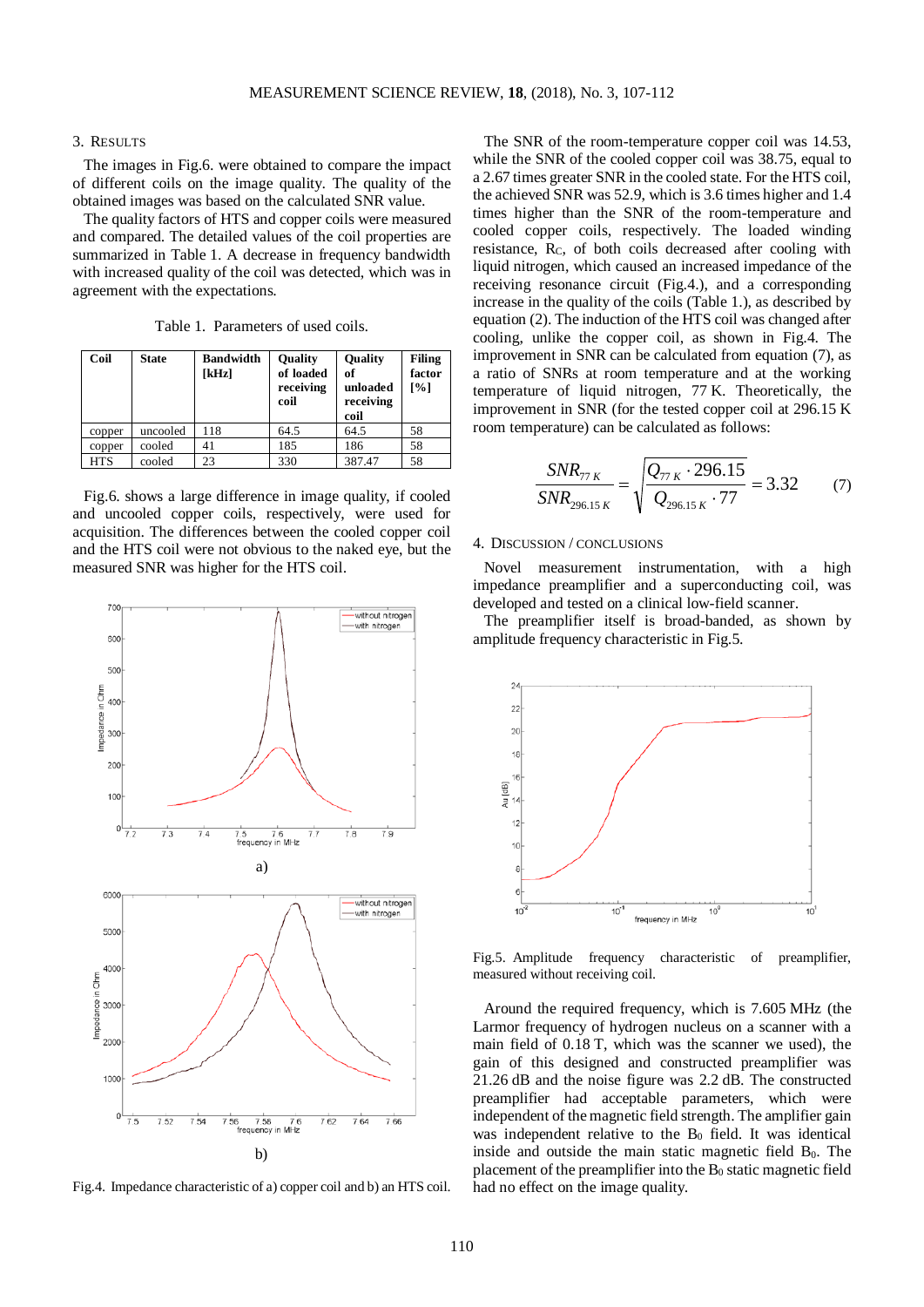## 3. RESULTS

The images in Fig.6. were obtained to compare the impact of different coils on the image quality. The quality of the obtained images was based on the calculated SNR value.

The quality factors of HTS and copper coils were measured and compared. The detailed values of the coil properties are summarized in Table 1. A decrease in frequency bandwidth with increased quality of the coil was detected, which was in agreement with the expectations.

Table 1. Parameters of used coils.

| Coil | State | Bandwidth [kHz] | Quality of loaded receiving coil | Quality of unloaded receiving coil | Filing factor [%] |
|---|---|---|---|---|---|
| copper | uncooled | 118 | 64.5 | 64.5 | 58 |
| copper | cooled | 41 | 185 | 186 | 58 |
| HTS | cooled | 23 | 330 | 387.47 | 58 |

Fig.6. shows a large difference in image quality, if cooled and uncooled copper coils, respectively, were used for acquisition. The differences between the cooled copper coil and the HTS coil were not obvious to the naked eye, but the measured SNR was higher for the HTS coil.

Fig.4. Impedance characteristic of a) copper coil and b) an HTS coil.

The SNR of the room-temperature copper coil was 14.53, while the SNR of the cooled copper coil was 38.75, equal to a 2.67 times greater SNR in the cooled state. For the HTS coil, the achieved SNR was 52.9, which is 3.6 times higher and 1.4 times higher than the SNR of the room-temperature and cooled copper coils, respectively. The loaded winding resistance, $R_C$, of both coils decreased after cooling with liquid nitrogen, which caused an increased impedance of the receiving resonance circuit (Fig.4.), and a corresponding increase in the quality of the coils (Table 1.), as described by equation (2). The induction of the HTS coil was changed after cooling, unlike the copper coil, as shown in Fig.4. The improvement in SNR can be calculated from equation (7), as a ratio of SNRs at room temperature and at the working temperature of liquid nitrogen, 77 K. Theoretically, the improvement in SNR (for the tested copper coil at 296.15 K room temperature) can be calculated as follows:

$$\frac{SNR_{77\,K}}{SNR_{296.15\,K}} = \sqrt{\frac{Q_{77\,K} \cdot 296.15}{Q_{296.15\,K} \cdot 77}} = 3.32 \qquad (7)$$

## 4. DISCUSSION / CONCLUSIONS

Novel measurement instrumentation, with a high impedance preamplifier and a superconducting coil, was developed and tested on a clinical low-field scanner.

The preamplifier itself is broad-banded, as shown by amplitude frequency characteristic in Fig.5.

Fig.5. Amplitude frequency characteristic of preamplifier, measured without receiving coil.

Around the required frequency, which is 7.605 MHz (the Larmor frequency of hydrogen nucleus on a scanner with a main field of 0.18 T, which was the scanner we used), the gain of this designed and constructed preamplifier was 21.26 dB and the noise figure was 2.2 dB. The constructed preamplifier had acceptable parameters, which were independent of the magnetic field strength. The amplifier gain was independent relative to the $B_0$ field. It was identical inside and outside the main static magnetic field $B_0$. The placement of the preamplifier into the $B_0$ static magnetic field had no effect on the image quality.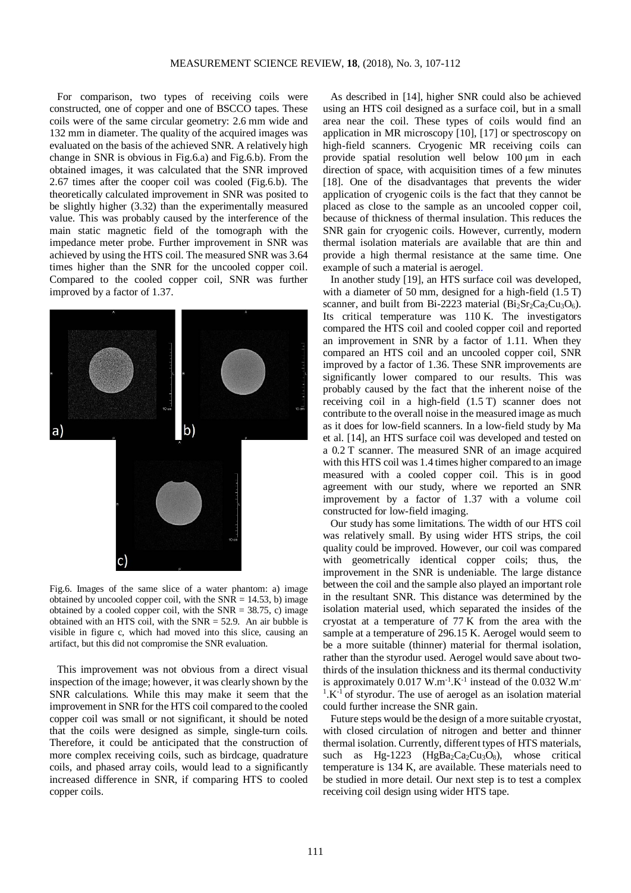For comparison, two types of receiving coils were constructed, one of copper and one of BSCCO tapes. These coils were of the same circular geometry: 2.6 mm wide and 132 mm in diameter. The quality of the acquired images was evaluated on the basis of the achieved SNR. A relatively high change in SNR is obvious in Fig.6.a) and Fig.6.b). From the obtained images, it was calculated that the SNR improved 2.67 times after the cooper coil was cooled (Fig.6.b). The theoretically calculated improvement in SNR was posited to be slightly higher (3.32) than the experimentally measured value. This was probably caused by the interference of the main static magnetic field of the tomograph with the impedance meter probe. Further improvement in SNR was achieved by using the HTS coil. The measured SNR was 3.64 times higher than the SNR for the uncooled copper coil. Compared to the cooled copper coil, SNR was further improved by a factor of 1.37.

Fig.6. Images of the same slice of a water phantom: a) image obtained by uncooled copper coil, with the SNR = 14.53, b) image obtained by a cooled copper coil, with the SNR = 38.75, c) image obtained with an HTS coil, with the SNR = 52.9. An air bubble is visible in figure c, which had moved into this slice, causing an artifact, but this did not compromise the SNR evaluation.

This improvement was not obvious from a direct visual inspection of the image; however, it was clearly shown by the SNR calculations. While this may make it seem that the improvement in SNR for the HTS coil compared to the cooled copper coil was small or not significant, it should be noted that the coils were designed as simple, single-turn coils. Therefore, it could be anticipated that the construction of more complex receiving coils, such as birdcage, quadrature coils, and phased array coils, would lead to a significantly increased difference in SNR, if comparing HTS to cooled copper coils.

As described in [14], higher SNR could also be achieved using an HTS coil designed as a surface coil, but in a small area near the coil. These types of coils would find an application in MR microscopy [10], [17] or spectroscopy on high-field scanners. Cryogenic MR receiving coils can provide spatial resolution well below 100 µm in each direction of space, with acquisition times of a few minutes [18]. One of the disadvantages that prevents the wider application of cryogenic coils is the fact that they cannot be placed as close to the sample as an uncooled copper coil, because of thickness of thermal insulation. This reduces the SNR gain for cryogenic coils. However, currently, modern thermal isolation materials are available that are thin and provide a high thermal resistance at the same time. One example of such a material is aerogel.

In another study [19], an HTS surface coil was developed, with a diameter of 50 mm, designed for a high-field (1.5 T) scanner, and built from Bi-2223 material ($Bi_2Sr_2Ca_2Cu_3O_6$). Its critical temperature was 110 K. The investigators compared the HTS coil and cooled copper coil and reported an improvement in SNR by a factor of 1.11. When they compared an HTS coil and an uncooled copper coil, SNR improved by a factor of 1.36. These SNR improvements are significantly lower compared to our results. This was probably caused by the fact that the inherent noise of the receiving coil in a high-field (1.5 T) scanner does not contribute to the overall noise in the measured image as much as it does for low-field scanners. In a low-field study by Ma et al. [14], an HTS surface coil was developed and tested on a 0.2 T scanner. The measured SNR of an image acquired with this HTS coil was 1.4 times higher compared to an image measured with a cooled copper coil. This is in good agreement with our study, where we reported an SNR improvement by a factor of 1.37 with a volume coil constructed for low-field imaging.

Our study has some limitations. The width of our HTS coil was relatively small. By using wider HTS strips, the coil quality could be improved. However, our coil was compared with geometrically identical copper coils; thus, the improvement in the SNR is undeniable. The large distance between the coil and the sample also played an important role in the resultant SNR. This distance was determined by the isolation material used, which separated the insides of the cryostat at a temperature of 77 K from the area with the sample at a temperature of 296.15 K. Aerogel would seem to be a more suitable (thinner) material for thermal isolation, rather than the styrodur used. Aerogel would save about two-thirds of the insulation thickness and its thermal conductivity is approximately 0.017 $W.m^{-1}.K^{-1}$ instead of the 0.032 $W.m^{-1}.K^{-1}$ of styrodur. The use of aerogel as an isolation material could further increase the SNR gain.

Future steps would be the design of a more suitable cryostat, with closed circulation of nitrogen and better and thinner thermal isolation. Currently, different types of HTS materials, such as Hg-1223 ($HgBa_2Ca_2Cu_3O_8$), whose critical temperature is 134 K, are available. These materials need to be studied in more detail. Our next step is to test a complex receiving coil design using wider HTS tape.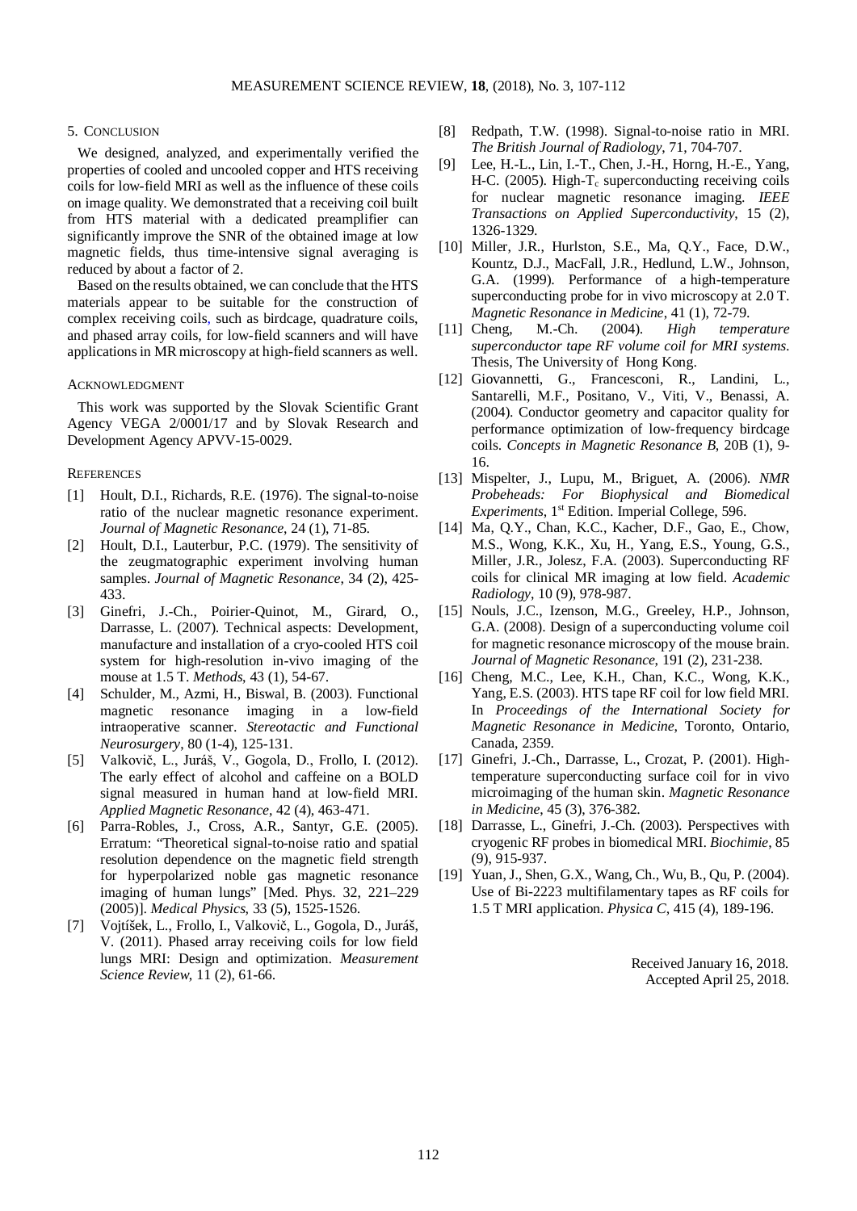## 5. Conclusion

We designed, analyzed, and experimentally verified the properties of cooled and uncooled copper and HTS receiving coils for low-field MRI as well as the influence of these coils on image quality. We demonstrated that a receiving coil built from HTS material with a dedicated preamplifier can significantly improve the SNR of the obtained image at low magnetic fields, thus time-intensive signal averaging is reduced by about a factor of 2.

Based on the results obtained, we can conclude that the HTS materials appear to be suitable for the construction of complex receiving coils, such as birdcage, quadrature coils, and phased array coils, for low-field scanners and will have applications in MR microscopy at high-field scanners as well.

## Acknowledgment

This work was supported by the Slovak Scientific Grant Agency VEGA 2/0001/17 and by Slovak Research and Development Agency APVV-15-0029.

## References

[1] Hoult, D.I., Richards, R.E. (1976). The signal-to-noise ratio of the nuclear magnetic resonance experiment. *Journal of Magnetic Resonance*, 24 (1), 71-85.

[2] Hoult, D.I., Lauterbur, P.C. (1979). The sensitivity of the zeugmatographic experiment involving human samples. *Journal of Magnetic Resonance*, 34 (2), 425-433.

[3] Ginefri, J.-Ch., Poirier-Quinot, M., Girard, O., Darrasse, L. (2007). Technical aspects: Development, manufacture and installation of a cryo-cooled HTS coil system for high-resolution in-vivo imaging of the mouse at 1.5 T. *Methods*, 43 (1), 54-67.

[4] Schulder, M., Azmi, H., Biswal, B. (2003). Functional magnetic resonance imaging in a low-field intraoperative scanner. *Stereotactic and Functional Neurosurgery*, 80 (1-4), 125-131.

[5] Valkovič, L., Juráš, V., Gogola, D., Frollo, I. (2012). The early effect of alcohol and caffeine on a BOLD signal measured in human hand at low-field MRI. *Applied Magnetic Resonance*, 42 (4), 463-471.

[6] Parra-Robles, J., Cross, A.R., Santyr, G.E. (2005). Erratum: "Theoretical signal-to-noise ratio and spatial resolution dependence on the magnetic field strength for hyperpolarized noble gas magnetic resonance imaging of human lungs" [Med. Phys. 32, 221–229 (2005)]. *Medical Physics*, 33 (5), 1525-1526.

[7] Vojtíšek, L., Frollo, I., Valkovič, L., Gogola, D., Juráš, V. (2011). Phased array receiving coils for low field lungs MRI: Design and optimization. *Measurement Science Review*, 11 (2), 61-66.

[8] Redpath, T.W. (1998). Signal-to-noise ratio in MRI. *The British Journal of Radiology*, 71, 704-707.

[9] Lee, H.-L., Lin, I.-T., Chen, J.-H., Horng, H.-E., Yang, H-C. (2005). High-$T_c$ superconducting receiving coils for nuclear magnetic resonance imaging. *IEEE Transactions on Applied Superconductivity*, 15 (2), 1326-1329.

[10] Miller, J.R., Hurlston, S.E., Ma, Q.Y., Face, D.W., Kountz, D.J., MacFall, J.R., Hedlund, L.W., Johnson, G.A. (1999). Performance of a high-temperature superconducting probe for in vivo microscopy at 2.0 T. *Magnetic Resonance in Medicine*, 41 (1), 72-79.

[11] Cheng, M.-Ch. (2004). *High temperature superconductor tape RF volume coil for MRI systems*. Thesis, The University of Hong Kong.

[12] Giovannetti, G., Francesconi, R., Landini, L., Santarelli, M.F., Positano, V., Viti, V., Benassi, A. (2004). Conductor geometry and capacitor quality for performance optimization of low-frequency birdcage coils. *Concepts in Magnetic Resonance B*, 20B (1), 9-16.

[13] Mispelter, J., Lupu, M., Briguet, A. (2006). *NMR Probeheads: For Biophysical and Biomedical Experiments*, 1st Edition. Imperial College, 596.

[14] Ma, Q.Y., Chan, K.C., Kacher, D.F., Gao, E., Chow, M.S., Wong, K.K., Xu, H., Yang, E.S., Young, G.S., Miller, J.R., Jolesz, F.A. (2003). Superconducting RF coils for clinical MR imaging at low field. *Academic Radiology*, 10 (9), 978-987.

[15] Nouls, J.C., Izenson, M.G., Greeley, H.P., Johnson, G.A. (2008). Design of a superconducting volume coil for magnetic resonance microscopy of the mouse brain. *Journal of Magnetic Resonance*, 191 (2), 231-238.

[16] Cheng, M.C., Lee, K.H., Chan, K.C., Wong, K.K., Yang, E.S. (2003). HTS tape RF coil for low field MRI. In *Proceedings of the International Society for Magnetic Resonance in Medicine*, Toronto, Ontario, Canada, 2359.

[17] Ginefri, J.-Ch., Darrasse, L., Crozat, P. (2001). High-temperature superconducting surface coil for in vivo microimaging of the human skin. *Magnetic Resonance in Medicine*, 45 (3), 376-382.

[18] Darrasse, L., Ginefri, J.-Ch. (2003). Perspectives with cryogenic RF probes in biomedical MRI. *Biochimie*, 85 (9), 915-937.

[19] Yuan, J., Shen, G.X., Wang, Ch., Wu, B., Qu, P. (2004). Use of Bi-2223 multifilamentary tapes as RF coils for 1.5 T MRI application. *Physica C*, 415 (4), 189-196.

Received January 16, 2018.
Accepted April 25, 2018.